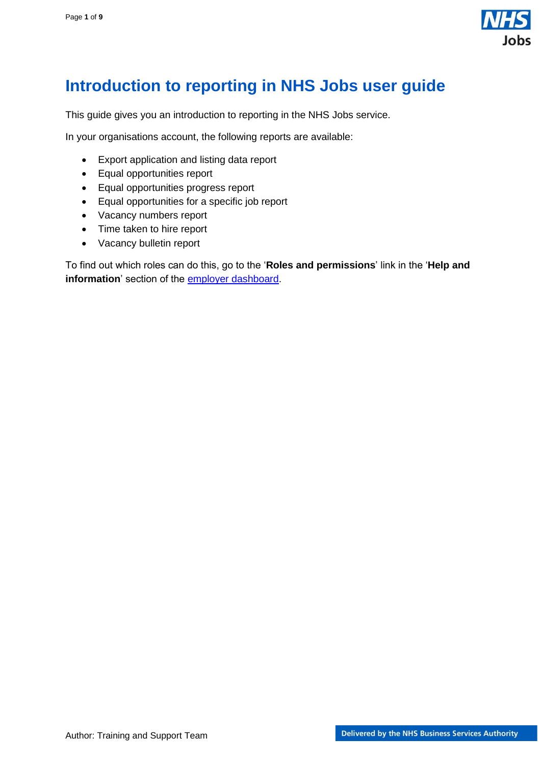# Introduction to reporting in NHS Jobs user guide

This guide gives you an introduction to reporting in the NHS Jobs service.

In your organisations account, the following reports are available:

- Export application and listing data report
- Equal opportunities report
- Equal opportunities progress report
- Equal opportunities for a specific job report
- Vacancy numbers report
- Time taken to hire report
- Vacancy bulletin report

To find out which roles can do this, go to the '**Roles and permissions**' link in the '**Help and information**' section of the employer dashboard.

Author: Training and Support Team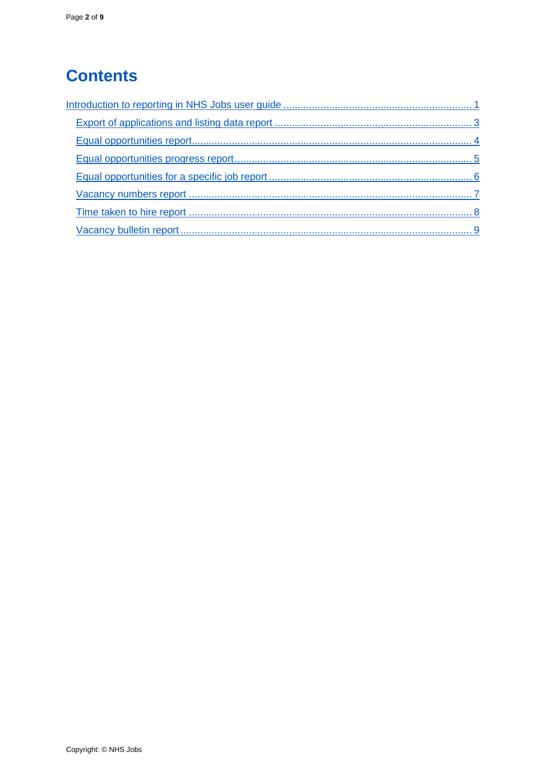# Contents

- [Introduction to reporting in NHS Jobs user guide](#) ........ 1
  - [Export of applications and listing data report](#) ........ 3
  - [Equal opportunities report](#) ........ 4
  - [Equal opportunities progress report](#) ........ 5
  - [Equal opportunities for a specific job report](#) ........ 6
  - [Vacancy numbers report](#) ........ 7
  - [Time taken to hire report](#) ........ 8
  - [Vacancy bulletin report](#) ........ 9

Copyright: © NHS Jobs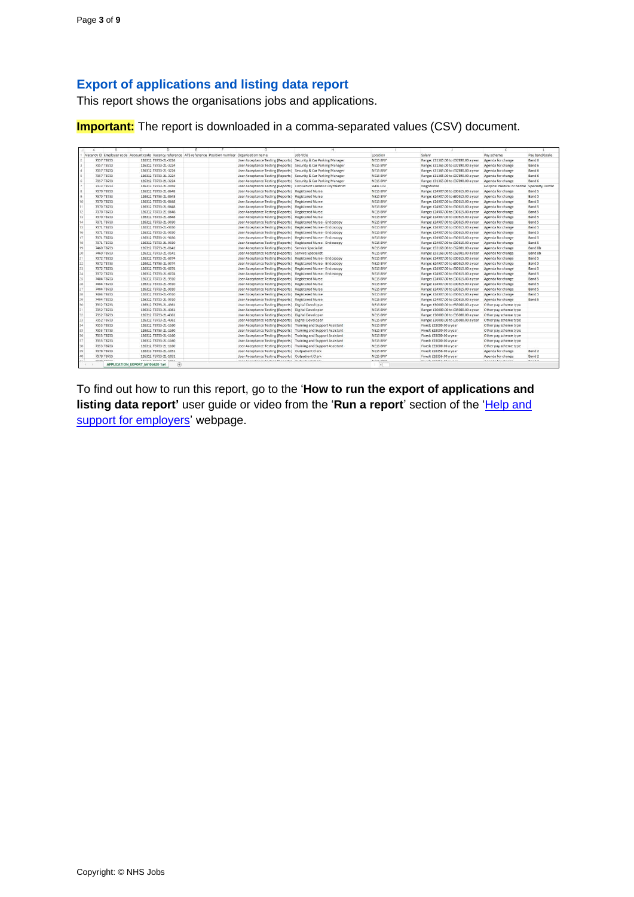## Export of applications and listing data report

This report shows the organisations jobs and applications.

**Important:** The report is downloaded in a comma-separated values (CSV) document.

| Vacancy ID | Employer code | Account code | Vacancy reference | ATS reference | Position number | Organisation name | Job title | Location | Salary | Pay scheme | Pay band/scale |
|---|---|---|---|---|---|---|---|---|---|---|---|
| 7357 | T8733 | 126312 | T8733-21-3224 | | | User Acceptance Testing (Reports) | Security & Car Parking Manager | NE15 8NY | Range: £31365.00 to £37890.00 a year | Agenda for change | Band 6 |
| 7357 | T8733 | 126312 | T8733-21-3224 | | | User Acceptance Testing (Reports) | Security & Car Parking Manager | NE15 8NY | Range: £31365.00 to £37890.00 a year | Agenda for change | Band 6 |
| 7357 | T8733 | 126312 | T8733-21-3224 | | | User Acceptance Testing (Reports) | Security & Car Parking Manager | NE15 8NY | Range: £31365.00 to £37890.00 a year | Agenda for change | Band 6 |
| 7357 | T8733 | 126312 | T8733-21-3224 | | | User Acceptance Testing (Reports) | Security & Car Parking Manager | NE15 8NY | Range: £31365.00 to £37890.00 a year | Agenda for change | Band 6 |
| 7357 | T8733 | 126312 | T8733-21-3224 | | | User Acceptance Testing (Reports) | Security & Car Parking Manager | NE15 8NY | Range: £31365.00 to £37890.00 a year | Agenda for change | Band 6 |
| 7313 | T8733 | 126312 | T8733-21-0958 | | | User Acceptance Testing (Reports) | Consultant Forensic Psychiatrist | WD6 1JN | Negotiable | Hospital medical or dental | Specialty Doctor |
| 7370 | T8733 | 126312 | T8733-21-8648 | | | User Acceptance Testing (Reports) | Registered Nurse | NE15 8NY | Range: £24907.00 to £30615.00 a year | Agenda for change | Band 5 |
| 7370 | T8733 | 126312 | T8733-21-8648 | | | User Acceptance Testing (Reports) | Registered Nurse | NE15 8NY | Range: £24907.00 to £30615.00 a year | Agenda for change | Band 5 |
| 7370 | T8733 | 126312 | T8733-21-8648 | | | User Acceptance Testing (Reports) | Registered Nurse | NE15 8NY | Range: £24907.00 to £30615.00 a year | Agenda for change | Band 5 |
| 7370 | T8733 | 126312 | T8733-21-8648 | | | User Acceptance Testing (Reports) | Registered Nurse | NE15 8NY | Range: £24907.00 to £30615.00 a year | Agenda for change | Band 5 |
| 7370 | T8733 | 126312 | T8733-21-8648 | | | User Acceptance Testing (Reports) | Registered Nurse | NE15 8NY | Range: £24907.00 to £30615.00 a year | Agenda for change | Band 5 |
| 7370 | T8733 | 126312 | T8733-21-8648 | | | User Acceptance Testing (Reports) | Registered Nurse | NE15 8NY | Range: £24907.00 to £30615.00 a year | Agenda for change | Band 5 |
| 7371 | T8733 | 126312 | T8733-21-9030 | | | User Acceptance Testing (Reports) | Registered Nurse - Endoscopy | NE15 8NY | Range: £24907.00 to £30615.00 a year | Agenda for change | Band 5 |
| 7371 | T8733 | 126312 | T8733-21-9030 | | | User Acceptance Testing (Reports) | Registered Nurse - Endoscopy | NE15 8NY | Range: £24907.00 to £30615.00 a year | Agenda for change | Band 5 |
| 7371 | T8733 | 126312 | T8733-21-9030 | | | User Acceptance Testing (Reports) | Registered Nurse - Endoscopy | NE15 8NY | Range: £24907.00 to £30615.00 a year | Agenda for change | Band 5 |
| 7371 | T8733 | 126312 | T8733-21-9030 | | | User Acceptance Testing (Reports) | Registered Nurse - Endoscopy | NE15 8NY | Range: £24907.00 to £30615.00 a year | Agenda for change | Band 5 |
| 7371 | T8733 | 126312 | T8733-21-9030 | | | User Acceptance Testing (Reports) | Registered Nurse - Endoscopy | NE15 8NY | Range: £24907.00 to £30615.00 a year | Agenda for change | Band 5 |
| 7460 | T8733 | 126312 | T8733-21-0141 | | | User Acceptance Testing (Reports) | Service Specialist | NE15 8NY | Range: £53168.00 to £62001.00 a year | Agenda for change | Band 8b |
| 7460 | T8733 | 126312 | T8733-21-0141 | | | User Acceptance Testing (Reports) | Service Specialist | NE15 8NY | Range: £53168.00 to £62001.00 a year | Agenda for change | Band 8b |
| 7372 | T8733 | 126312 | T8733-21-6074 | | | User Acceptance Testing (Reports) | Registered Nurse - Endoscopy | NE15 8NY | Range: £24907.00 to £30615.00 a year | Agenda for change | Band 5 |
| 7372 | T8733 | 126312 | T8733-21-6074 | | | User Acceptance Testing (Reports) | Registered Nurse - Endoscopy | NE15 8NY | Range: £24907.00 to £30615.00 a year | Agenda for change | Band 5 |
| 7372 | T8733 | 126312 | T8733-21-6074 | | | User Acceptance Testing (Reports) | Registered Nurse - Endoscopy | NE15 8NY | Range: £24907.00 to £30615.00 a year | Agenda for change | Band 5 |
| 7372 | T8733 | 126312 | T8733-21-6074 | | | User Acceptance Testing (Reports) | Registered Nurse - Endoscopy | NE15 8NY | Range: £24907.00 to £30615.00 a year | Agenda for change | Band 5 |
| 7404 | T8733 | 126312 | T8733-21-9910 | | | User Acceptance Testing (Reports) | Registered Nurse | NE15 8NY | Range: £24907.00 to £30615.00 a year | Agenda for change | Band 5 |
| 7404 | T8733 | 126312 | T8733-21-9910 | | | User Acceptance Testing (Reports) | Registered Nurse | NE15 8NY | Range: £24907.00 to £30615.00 a year | Agenda for change | Band 5 |
| 7404 | T8733 | 126312 | T8733-21-9910 | | | User Acceptance Testing (Reports) | Registered Nurse | NE15 8NY | Range: £24907.00 to £30615.00 a year | Agenda for change | Band 5 |
| 7404 | T8733 | 126312 | T8733-21-9910 | | | User Acceptance Testing (Reports) | Registered Nurse | NE15 8NY | Range: £24907.00 to £30615.00 a year | Agenda for change | Band 5 |
| 7404 | T8733 | 126312 | T8733-21-9910 | | | User Acceptance Testing (Reports) | Registered Nurse | NE15 8NY | Range: £24907.00 to £30615.00 a year | Agenda for change | Band 5 |
| 7352 | T8733 | 126312 | T8733-21-4361 | | | User Acceptance Testing (Reports) | Digital Developer | NE15 8NY | Range: £30000.00 to £35000.00 a year | Other pay scheme type | |
| 7352 | T8733 | 126312 | T8733-21-4361 | | | User Acceptance Testing (Reports) | Digital Developer | NE15 8NY | Range: £30000.00 to £35000.00 a year | Other pay scheme type | |
| 7352 | T8733 | 126312 | T8733-21-4361 | | | User Acceptance Testing (Reports) | Digital Developer | NE15 8NY | Range: £30000.00 to £35000.00 a year | Other pay scheme type | |
| 7352 | T8733 | 126312 | T8733-21-4361 | | | User Acceptance Testing (Reports) | Digital Developer | NE15 8NY | Range: £30000.00 to £35000.00 a year | Other pay scheme type | |
| 7353 | T8733 | 126312 | T8733-21-1160 | | | User Acceptance Testing (Reports) | Training and Support Assistant | NE15 8NY | Fixed: £23000.00 a year | Other pay scheme type | |
| 7353 | T8733 | 126312 | T8733-21-1160 | | | User Acceptance Testing (Reports) | Training and Support Assistant | NE15 8NY | Fixed: £23000.00 a year | Other pay scheme type | |
| 7353 | T8733 | 126312 | T8733-21-1160 | | | User Acceptance Testing (Reports) | Training and Support Assistant | NE15 8NY | Fixed: £23000.00 a year | Other pay scheme type | |
| 7353 | T8733 | 126312 | T8733-21-1160 | | | User Acceptance Testing (Reports) | Training and Support Assistant | NE15 8NY | Fixed: £23000.00 a year | Other pay scheme type | |
| 7353 | T8733 | 126312 | T8733-21-1160 | | | User Acceptance Testing (Reports) | Training and Support Assistant | NE15 8NY | Fixed: £23000.00 a year | Other pay scheme type | |
| 7378 | T8733 | 126312 | T8733-21-1051 | | | User Acceptance Testing (Reports) | Outpatient Clerk | NE15 8NY | Fixed: £18356.00 a year | Agenda for change | Band 2 |
| 7378 | T8733 | 126312 | T8733-21-1051 | | | User Acceptance Testing (Reports) | Outpatient Clerk | NE15 8NY | Fixed: £18356.00 a year | Agenda for change | Band 2 |

To find out how to run this report, go to the '**How to run the export of applications and listing data report'** user guide or video from the '**Run a report**' section of the 'Help and support for employers' webpage.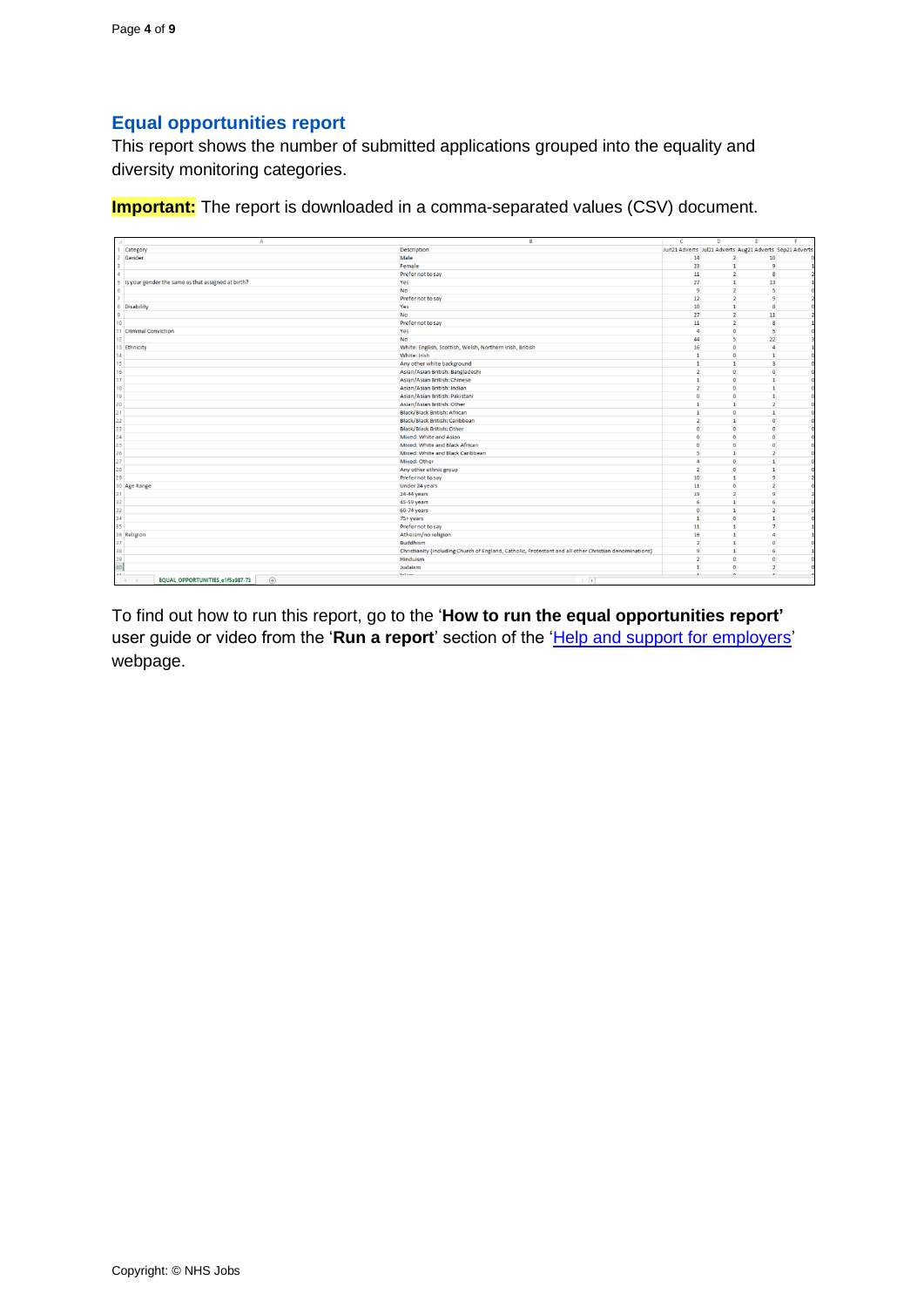## Equal opportunities report

This report shows the number of submitted applications grouped into the equality and diversity monitoring categories.

**Important:** The report is downloaded in a comma-separated values (CSV) document.

| Category | Description | Jun21 Adverts | Jul21 Adverts | Aug21 Adverts | Sep21 Adverts |
|---|---|---|---|---|---|
| Gender | Male | 14 | 2 | 10 | 0 |
| | Female | 23 | 1 | 9 | 1 |
| | Prefer not to say | 11 | 2 | 8 | 2 |
| Is your gender the same as that assigned at birth? | Yes | 27 | 1 | 13 | 1 |
| | No | 9 | 2 | 5 | 0 |
| | Prefer not to say | 12 | 2 | 9 | 2 |
| Disability | Yes | 10 | 1 | 8 | 0 |
| | No | 27 | 2 | 11 | 2 |
| | Prefer not to say | 11 | 2 | 8 | 1 |
| Criminal Conviction | Yes | 4 | 0 | 5 | 0 |
| | No | 44 | 5 | 22 | 3 |
| Ethnicity | White: English, Scottish, Welsh, Northern Irish, British | 16 | 0 | 4 | 1 |
| | White: Irish | 1 | 0 | 1 | 0 |
| | Any other white background | 1 | 1 | 3 | 0 |
| | Asian/Asian British: Bangladeshi | 2 | 0 | 0 | 0 |
| | Asian/Asian British: Chinese | 1 | 0 | 1 | 0 |
| | Asian/Asian British: Indian | 2 | 0 | 1 | 0 |
| | Asian/Asian British: Pakistani | 0 | 0 | 1 | 0 |
| | Asian/Asian British: Other | 1 | 1 | 2 | 0 |
| | Black/Black British: African | 1 | 0 | 1 | 0 |
| | Black/Black British: Caribbean | 2 | 1 | 0 | 0 |
| | Black/Black British: Other | 0 | 0 | 0 | 0 |
| | Mixed: White and Asian | 0 | 0 | 0 | 0 |
| | Mixed: White and Black African | 0 | 0 | 0 | 0 |
| | Mixed: White and Black Caribbean | 5 | 1 | 2 | 0 |
| | Mixed: Other | 4 | 0 | 1 | 0 |
| | Any other ethnic group | 2 | 0 | 1 | 0 |
| | Prefer not to say | 10 | 1 | 9 | 2 |
| Age Range | Under 24 years | 11 | 0 | 2 | 0 |
| | 24-44 years | 19 | 2 | 9 | 2 |
| | 45-59 years | 6 | 1 | 6 | 0 |
| | 60-74 years | 0 | 1 | 2 | 0 |
| | 75+ years | 1 | 0 | 1 | 0 |
| | Prefer not to say | 11 | 1 | 7 | 1 |
| Religion | Atheism/no religion | 16 | 1 | 4 | 1 |
| | Buddhism | 2 | 1 | 0 | 0 |
| | Christianity (including Church of England, Catholic, Protestant and all other Christian denominations) | 9 | 1 | 6 | 1 |
| | Hinduism | 2 | 0 | 0 | 0 |
| | Judaism | 1 | 0 | 2 | 0 |

EQUAL_OPPORTUNITIES_e1f5a987-73

To find out how to run this report, go to the '**How to run the equal opportunities report'** user guide or video from the '**Run a report**' section of the 'Help and support for employers' webpage.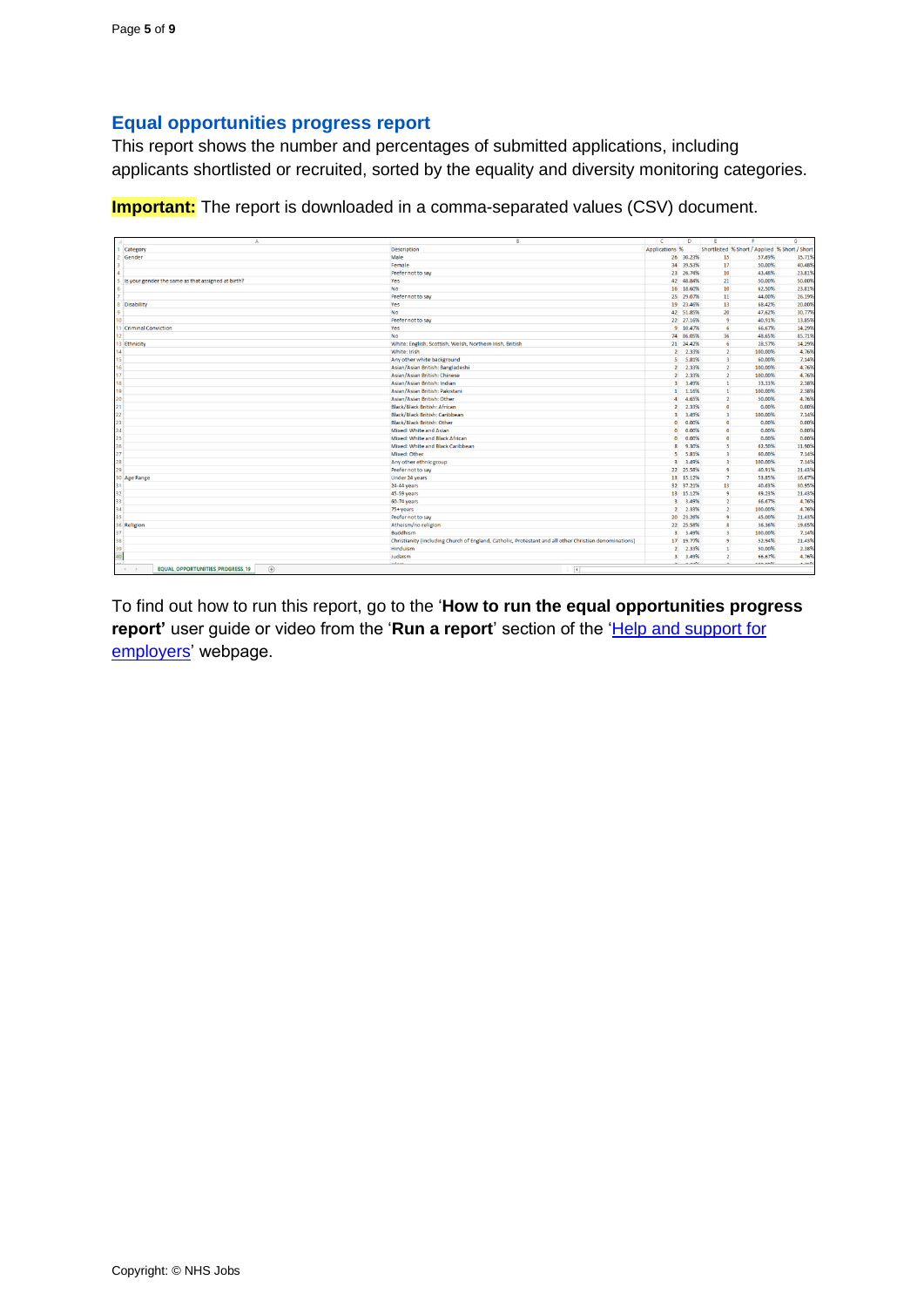## Equal opportunities progress report

This report shows the number and percentages of submitted applications, including applicants shortlisted or recruited, sorted by the equality and diversity monitoring categories.

**Important:** The report is downloaded in a comma-separated values (CSV) document.

| Category | Description | Applications | % | Shortlisted | % Short / Applied | % Short / Short |
|---|---|---|---|---|---|---|
| Gender | Male | 26 | 30.23% | 15 | 57.69% | 35.71% |
| | Female | 34 | 39.53% | 17 | 50.00% | 40.48% |
| | Prefer not to say | 23 | 26.74% | 10 | 43.48% | 23.81% |
| Is your gender the same as that assigned at birth? | Yes | 42 | 48.84% | 21 | 50.00% | 50.00% |
| | No | 16 | 18.60% | 10 | 62.50% | 23.81% |
| | Prefer not to say | 25 | 29.07% | 11 | 44.00% | 26.19% |
| Disability | Yes | 19 | 23.46% | 13 | 68.42% | 20.00% |
| | No | 42 | 51.85% | 20 | 47.62% | 30.77% |
| | Prefer not to say | 22 | 27.16% | 9 | 40.91% | 13.85% |
| Criminal Conviction | Yes | 9 | 10.47% | 6 | 66.67% | 14.29% |
| | No | 74 | 86.05% | 36 | 48.65% | 85.71% |
| Ethnicity | White: English, Scottish, Welsh, Northern Irish, British | 21 | 24.42% | 6 | 28.57% | 14.29% |
| | White: Irish | 2 | 2.33% | 2 | 100.00% | 4.76% |
| | Any other white background | 5 | 5.81% | 3 | 60.00% | 7.14% |
| | Asian/Asian British: Bangladeshi | 2 | 2.33% | 2 | 100.00% | 4.76% |
| | Asian/Asian British: Chinese | 2 | 2.33% | 2 | 100.00% | 4.76% |
| | Asian/Asian British: Indian | 3 | 3.49% | 1 | 33.33% | 2.38% |
| | Asian/Asian British: Pakistani | 1 | 1.16% | 1 | 100.00% | 2.38% |
| | Asian/Asian British: Other | 4 | 4.65% | 2 | 50.00% | 4.76% |
| | Black/Black British: African | 2 | 2.33% | 0 | 0.00% | 0.00% |
| | Black/Black British: Caribbean | 3 | 3.49% | 3 | 100.00% | 7.14% |
| | Black/Black British: Other | 0 | 0.00% | 0 | 0.00% | 0.00% |
| | Mixed: White and Asian | 0 | 0.00% | 0 | 0.00% | 0.00% |
| | Mixed: White and Black African | 0 | 0.00% | 0 | 0.00% | 0.00% |
| | Mixed: White and Black Caribbean | 8 | 9.30% | 5 | 62.50% | 11.90% |
| | Mixed: Other | 5 | 5.81% | 3 | 60.00% | 7.14% |
| | Any other ethnic group | 3 | 3.49% | 3 | 100.00% | 7.14% |
| | Prefer not to say | 22 | 25.58% | 9 | 40.91% | 21.43% |
| Age Range | Under 24 years | 13 | 15.12% | 7 | 53.85% | 16.67% |
| | 24-44 years | 32 | 37.21% | 13 | 40.63% | 30.95% |
| | 45-59 years | 13 | 15.12% | 9 | 69.23% | 21.43% |
| | 60-74 years | 3 | 3.49% | 2 | 66.67% | 4.76% |
| | 75+ years | 2 | 2.33% | 2 | 100.00% | 4.76% |
| | Prefer not to say | 20 | 23.26% | 9 | 45.00% | 21.43% |
| Religion | Atheism/no religion | 22 | 25.58% | 8 | 36.36% | 19.05% |
| | Buddhism | 3 | 3.49% | 3 | 100.00% | 7.14% |
| | Christianity (including Church of England, Catholic, Protestant and all other Christian denominations) | 17 | 19.77% | 9 | 52.94% | 21.43% |
| | Hinduism | 2 | 2.33% | 1 | 50.00% | 2.38% |
| | Judaism | 3 | 3.49% | 2 | 66.67% | 4.76% |

To find out how to run this report, go to the '**How to run the equal opportunities progress report'** user guide or video from the '**Run a report**' section of the 'Help and support for employers' webpage.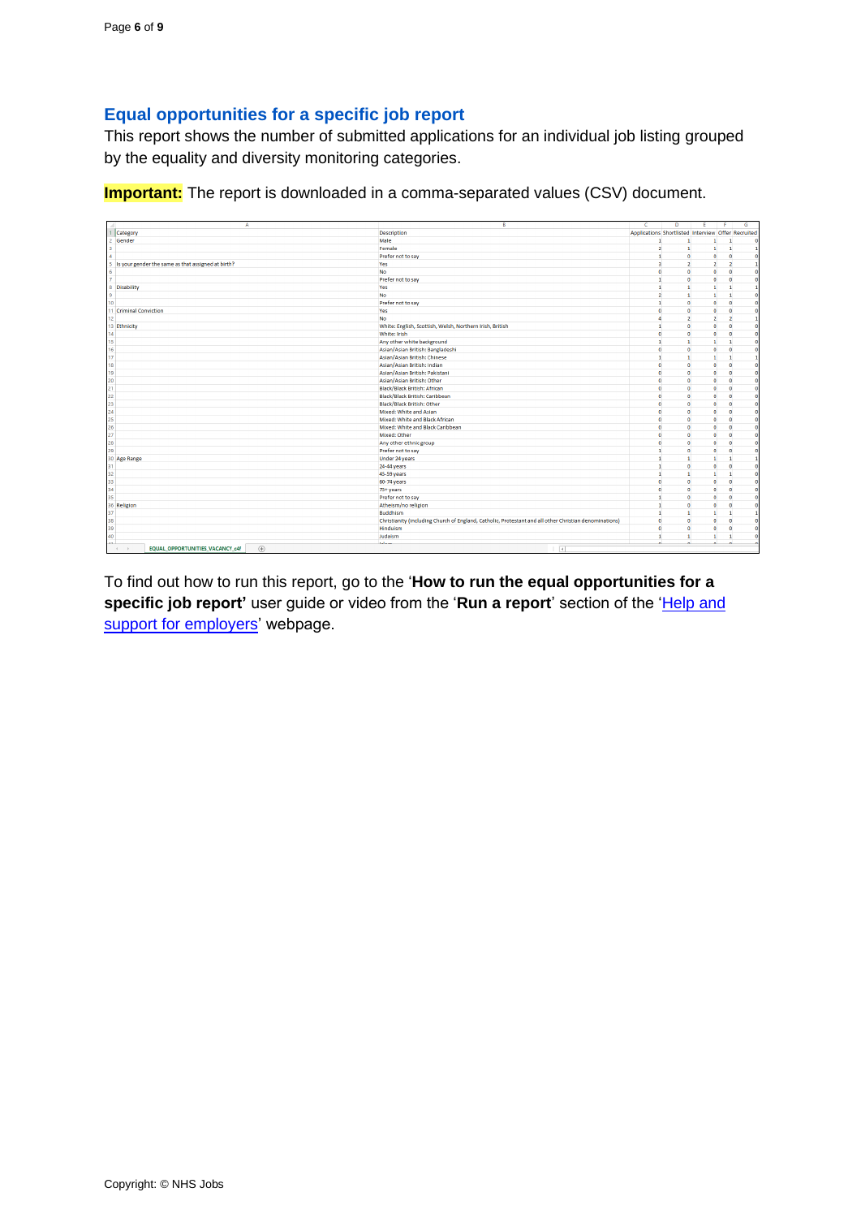## Equal opportunities for a specific job report

This report shows the number of submitted applications for an individual job listing grouped by the equality and diversity monitoring categories.

**Important:** The report is downloaded in a comma-separated values (CSV) document.

| Category | Description | Applications | Shortlisted | Interview | Offer | Recruited |
|---|---|---|---|---|---|---|
| Gender | Male | 1 | 1 | 1 | 1 | 0 |
| | Female | 2 | 1 | 1 | 1 | 1 |
| | Prefer not to say | 1 | 0 | 0 | 0 | 0 |
| Is your gender the same as that assigned at birth? | Yes | 3 | 2 | 2 | 2 | 1 |
| | No | 0 | 0 | 0 | 0 | 0 |
| | Prefer not to say | 1 | 0 | 0 | 0 | 0 |
| Disability | Yes | 1 | 1 | 1 | 1 | 1 |
| | No | 2 | 1 | 1 | 1 | 0 |
| | Prefer not to say | 1 | 0 | 0 | 0 | 0 |
| Criminal Conviction | Yes | 0 | 0 | 0 | 0 | 0 |
| | No | 4 | 2 | 2 | 2 | 1 |
| Ethnicity | White: English, Scottish, Welsh, Northern Irish, British | 1 | 0 | 0 | 0 | 0 |
| | White: Irish | 0 | 0 | 0 | 0 | 0 |
| | Any other white background | 1 | 1 | 1 | 1 | 0 |
| | Asian/Asian British: Bangladeshi | 0 | 0 | 0 | 0 | 0 |
| | Asian/Asian British: Chinese | 1 | 1 | 1 | 1 | 1 |
| | Asian/Asian British: Indian | 0 | 0 | 0 | 0 | 0 |
| | Asian/Asian British: Pakistani | 0 | 0 | 0 | 0 | 0 |
| | Asian/Asian British: Other | 0 | 0 | 0 | 0 | 0 |
| | Black/Black British: African | 0 | 0 | 0 | 0 | 0 |
| | Black/Black British: Caribbean | 0 | 0 | 0 | 0 | 0 |
| | Black/Black British: Other | 0 | 0 | 0 | 0 | 0 |
| | Mixed: White and Asian | 0 | 0 | 0 | 0 | 0 |
| | Mixed: White and Black African | 0 | 0 | 0 | 0 | 0 |
| | Mixed: White and Black Caribbean | 0 | 0 | 0 | 0 | 0 |
| | Mixed: Other | 0 | 0 | 0 | 0 | 0 |
| | Any other ethnic group | 0 | 0 | 0 | 0 | 0 |
| | Prefer not to say | 1 | 0 | 0 | 0 | 0 |
| Age Range | Under 24 years | 1 | 1 | 1 | 1 | 1 |
| | 24-44 years | 1 | 0 | 0 | 0 | 0 |
| | 45-59 years | 1 | 1 | 1 | 1 | 0 |
| | 60-74 years | 0 | 0 | 0 | 0 | 0 |
| | 75+ years | 0 | 0 | 0 | 0 | 0 |
| | Prefer not to say | 1 | 0 | 0 | 0 | 0 |
| Religion | Atheism/no religion | 1 | 0 | 0 | 0 | 0 |
| | Buddhism | 1 | 1 | 1 | 1 | 1 |
| | Christianity (including Church of England, Catholic, Protestant and all other Christian denominations) | 0 | 0 | 0 | 0 | 0 |
| | Hinduism | 0 | 0 | 0 | 0 | 0 |
| | Judaism | 1 | 1 | 1 | 1 | 0 |

To find out how to run this report, go to the '**How to run the equal opportunities for a specific job report'** user guide or video from the '**Run a report**' section of the 'Help and support for employers' webpage.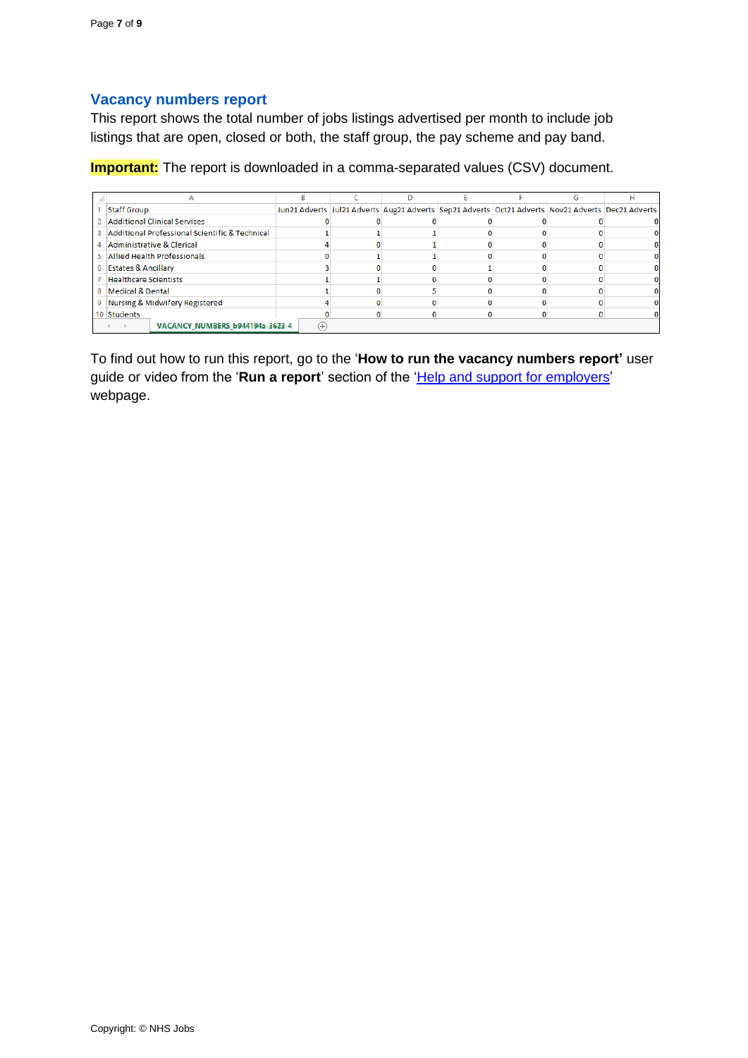## Vacancy numbers report

This report shows the total number of jobs listings advertised per month to include job listings that are open, closed or both, the staff group, the pay scheme and pay band.

**Important:** The report is downloaded in a comma-separated values (CSV) document.

| Staff Group | Jun21 Adverts | Jul21 Adverts | Aug21 Adverts | Sep21 Adverts | Oct21 Adverts | Nov21 Adverts | Dec21 Adverts |
|---|---|---|---|---|---|---|---|
| Additional Clinical Services | 0 | 0 | 0 | 0 | 0 | 0 | 0 |
| Additional Professional Scientific & Technical | 1 | 1 | 1 | 0 | 0 | 0 | 0 |
| Administrative & Clerical | 4 | 0 | 1 | 0 | 0 | 0 | 0 |
| Allied Health Professionals | 0 | 1 | 1 | 0 | 0 | 0 | 0 |
| Estates & Ancillary | 3 | 0 | 0 | 1 | 0 | 0 | 0 |
| Healthcare Scientists | 1 | 1 | 0 | 0 | 0 | 0 | 0 |
| Medical & Dental | 1 | 0 | 5 | 0 | 0 | 0 | 0 |
| Nursing & Midwifery Registered | 4 | 0 | 0 | 0 | 0 | 0 | 0 |
| Students | 0 | 0 | 0 | 0 | 0 | 0 | 0 |

VACANCY_NUMBERS_b944194a-3623-4

To find out how to run this report, go to the '**How to run the vacancy numbers report'** user guide or video from the '**Run a report**' section of the 'Help and support for employers' webpage.

Copyright: © NHS Jobs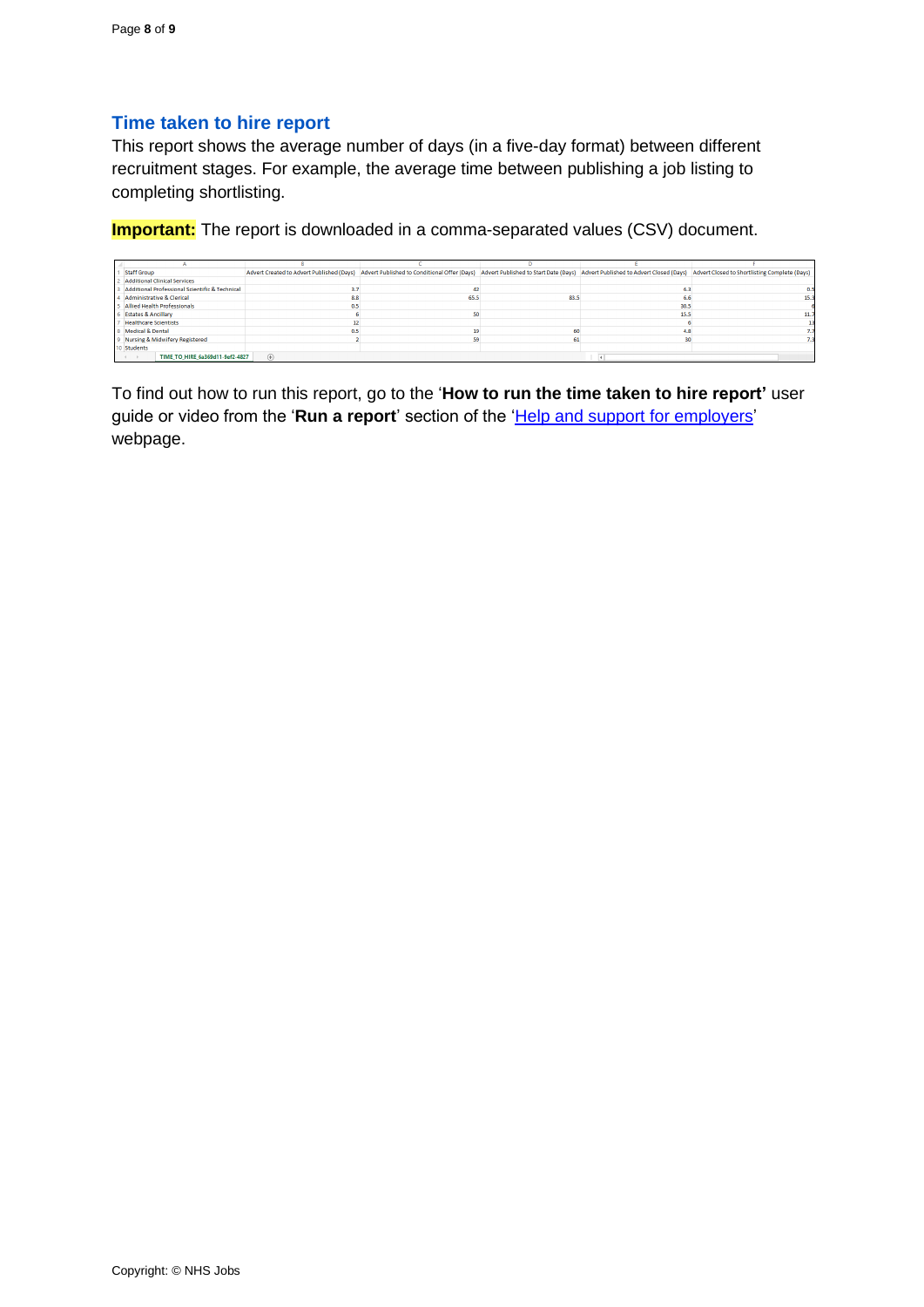## Time taken to hire report

This report shows the average number of days (in a five-day format) between different recruitment stages. For example, the average time between publishing a job listing to completing shortlisting.

**Important:** The report is downloaded in a comma-separated values (CSV) document.

| Staff Group | Advert Created to Advert Published (Days) | Advert Published to Conditional Offer (Days) | Advert Published to Start Date (Days) | Advert Published to Advert Closed (Days) | Advert Closed to Shortlisting Complete (Days) |
|---|---|---|---|---|---|
| Additional Clinical Services | | | | | |
| Additional Professional Scientific & Technical | 3.7 | 42 | | 6.3 | 0.5 |
| Administrative & Clerical | 8.8 | 65.5 | 83.5 | 6.6 | 15.3 |
| Allied Health Professionals | 0.5 | | | 30.5 | 6 |
| Estates & Ancillary | 6 | 50 | | 15.5 | 11.7 |
| Healthcare Scientists | 12 | | | 6 | 13 |
| Medical & Dental | 0.5 | 19 | 60 | 4.8 | 7.7 |
| Nursing & Midwifery Registered | 2 | 59 | 61 | 30 | 7.3 |
| Students | | | | | |

TIME_TO_HIRE_6a369d11-9ef2-4827

To find out how to run this report, go to the '**How to run the time taken to hire report'** user guide or video from the '**Run a report**' section of the 'Help and support for employers' webpage.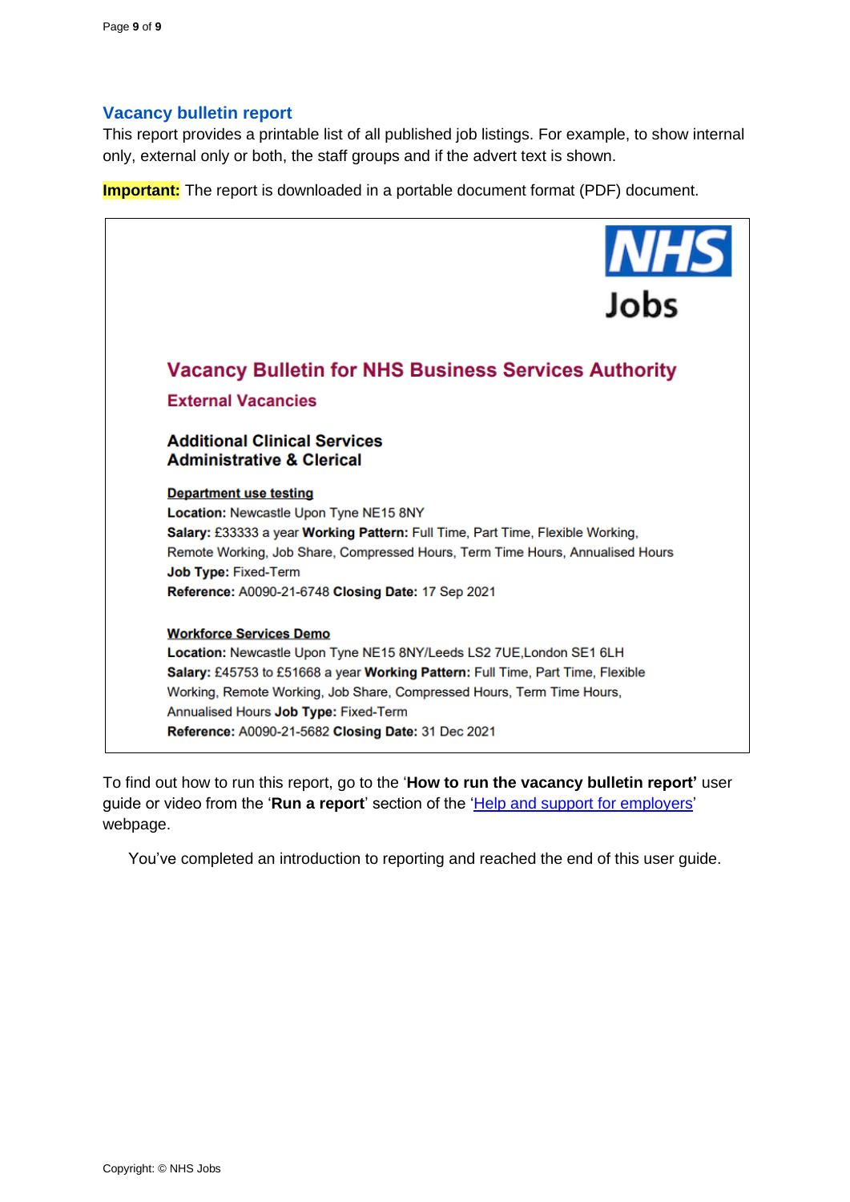## Vacancy bulletin report

This report provides a printable list of all published job listings. For example, to show internal only, external only or both, the staff groups and if the advert text is shown.

**Important:** The report is downloaded in a portable document format (PDF) document.

NHS Jobs

### Vacancy Bulletin for NHS Business Services Authority

#### External Vacancies

**Additional Clinical Services**
**Administrative & Clerical**

**Department use testing**
**Location:** Newcastle Upon Tyne NE15 8NY
**Salary:** £33333 a year **Working Pattern:** Full Time, Part Time, Flexible Working, Remote Working, Job Share, Compressed Hours, Term Time Hours, Annualised Hours
**Job Type:** Fixed-Term
**Reference:** A0090-21-6748 **Closing Date:** 17 Sep 2021

**Workforce Services Demo**
**Location:** Newcastle Upon Tyne NE15 8NY/Leeds LS2 7UE,London SE1 6LH
**Salary:** £45753 to £51668 a year **Working Pattern:** Full Time, Part Time, Flexible Working, Remote Working, Job Share, Compressed Hours, Term Time Hours, Annualised Hours **Job Type:** Fixed-Term
**Reference:** A0090-21-5682 **Closing Date:** 31 Dec 2021

To find out how to run this report, go to the '**How to run the vacancy bulletin report'** user guide or video from the '**Run a report**' section of the 'Help and support for employers' webpage.

You've completed an introduction to reporting and reached the end of this user guide.